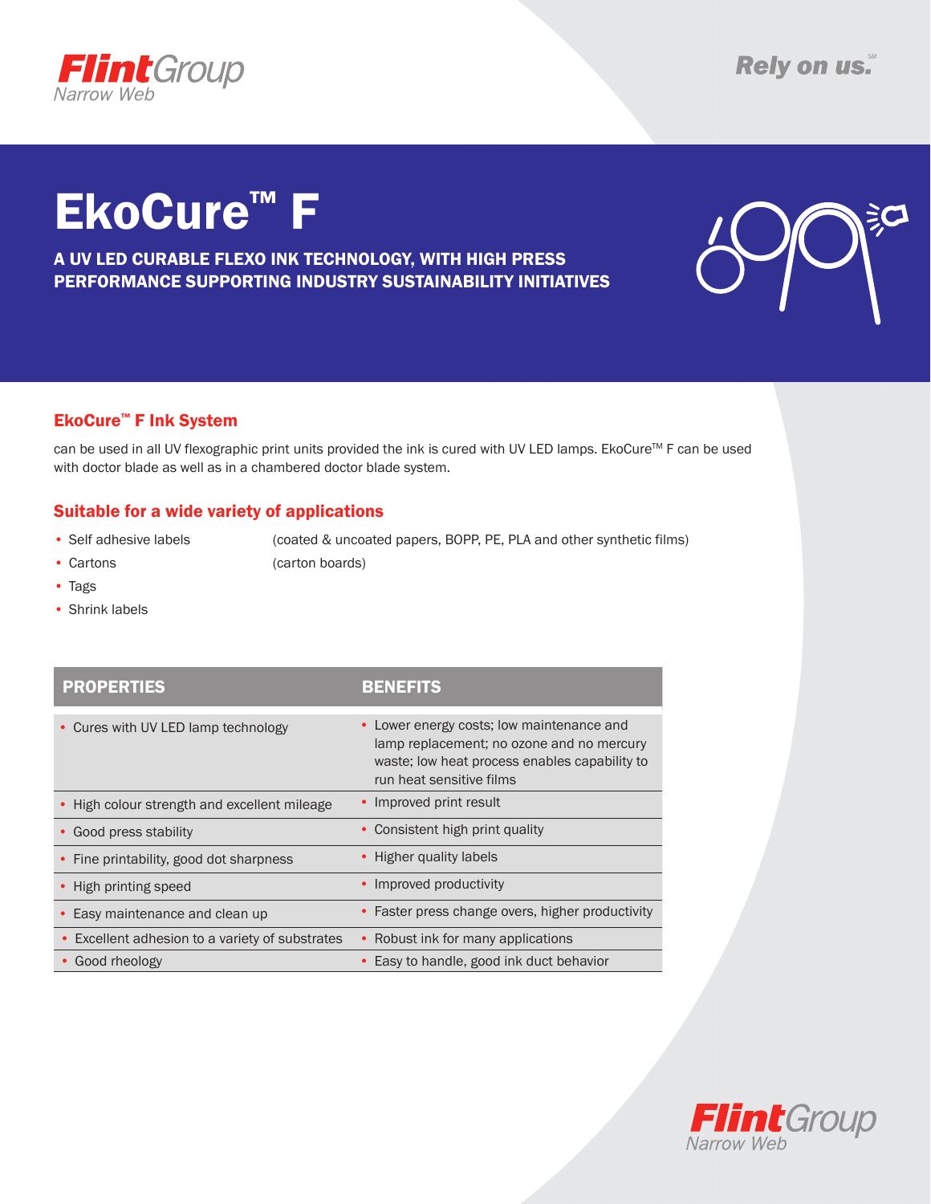FlintGroup Narrow Web

Rely on us.℠

# EkoCure™ F

**A UV LED CURABLE FLEXO INK TECHNOLOGY, WITH HIGH PRESS PERFORMANCE SUPPORTING INDUSTRY SUSTAINABILITY INITIATIVES**

## EkoCure™ F Ink System

can be used in all UV flexographic print units provided the ink is cured with UV LED lamps. EkoCure™ F can be used with doctor blade as well as in a chambered doctor blade system.

## Suitable for a wide variety of applications

- Self adhesive labels (coated & uncoated papers, BOPP, PE, PLA and other synthetic films)
- Cartons (carton boards)
- Tags
- Shrink labels

| PROPERTIES | BENEFITS |
| --- | --- |
| • Cures with UV LED lamp technology | • Lower energy costs; low maintenance and lamp replacement; no ozone and no mercury waste; low heat process enables capability to run heat sensitive films |
| • High colour strength and excellent mileage | • Improved print result |
| • Good press stability | • Consistent high print quality |
| • Fine printability, good dot sharpness | • Higher quality labels |
| • High printing speed | • Improved productivity |
| • Easy maintenance and clean up | • Faster press change overs, higher productivity |
| • Excellent adhesion to a variety of substrates | • Robust ink for many applications |
| • Good rheology | • Easy to handle, good ink duct behavior |

FlintGroup Narrow Web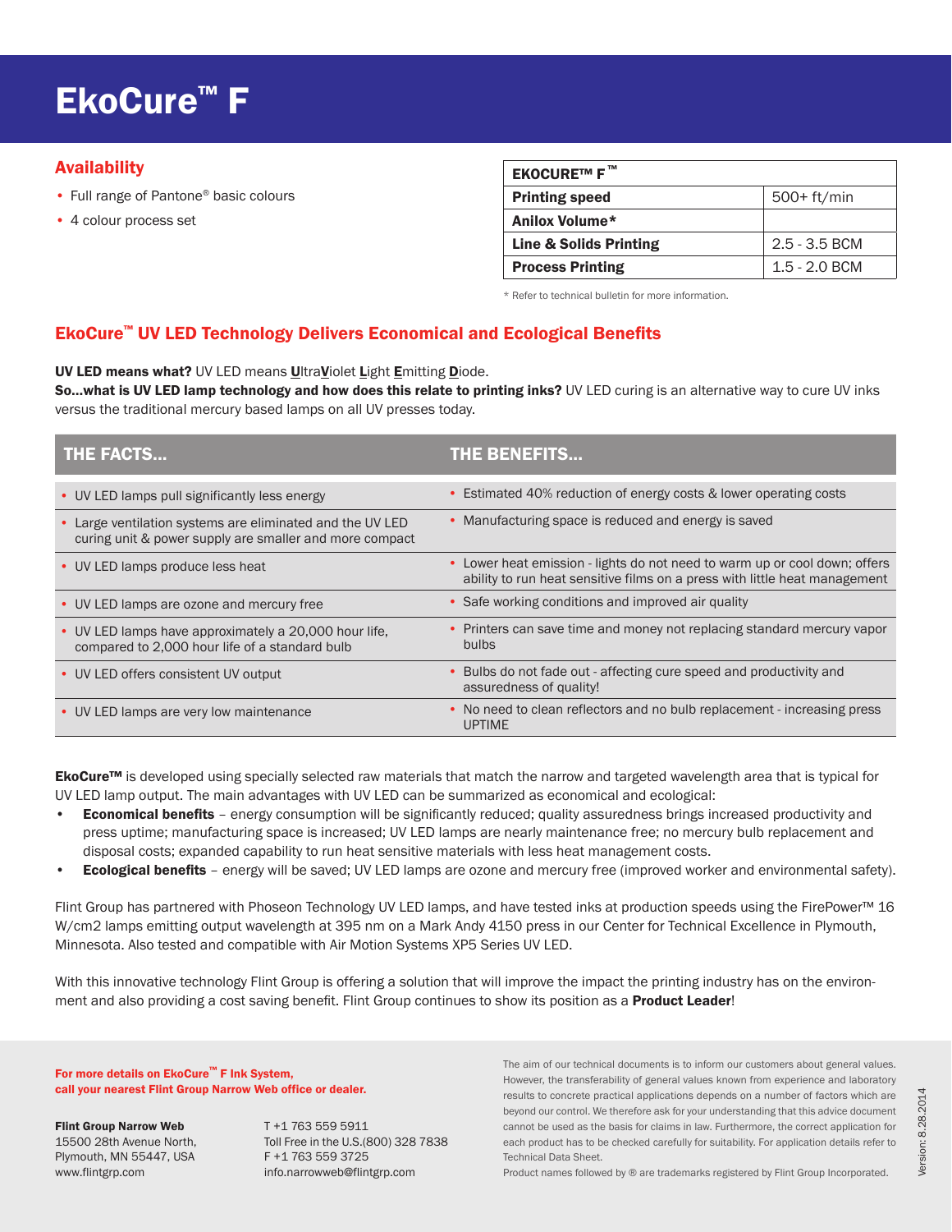# EkoCure™ F

## Availability

- Full range of Pantone® basic colours
- 4 colour process set

| EKOCURE™ F ™ | |
|---|---|
| **Printing speed** | 500+ ft/min |
| **Anilox Volume*** | |
| **Line & Solids Printing** | 2.5 - 3.5 BCM |
| **Process Printing** | 1.5 - 2.0 BCM |

* Refer to technical bulletin for more information.

## EkoCure™ UV LED Technology Delivers Economical and Ecological Benefits

**UV LED means what?** UV LED means **U**ltra**V**iolet **L**ight **E**mitting **D**iode.
**So...what is UV LED lamp technology and how does this relate to printing inks?** UV curing is an alternative way to cure UV inks versus the traditional mercury based lamps on all UV presses today.

| THE FACTS... | THE BENEFITS... |
|---|---|
| • UV LED lamps pull significantly less energy | • Estimated 40% reduction of energy costs & lower operating costs |
| • Large ventilation systems are eliminated and the UV LED curing unit & power supply are smaller and more compact | • Manufacturing space is reduced and energy is saved |
| • UV LED lamps produce less heat | • Lower heat emission - lights do not need to warm up or cool down; offers ability to run heat sensitive films on a press with little heat management |
| • UV LED lamps are ozone and mercury free | • Safe working conditions and improved air quality |
| • UV LED lamps have approximately a 20,000 hour life, compared to 2,000 hour life of a standard bulb | • Printers can save time and money not replacing standard mercury vapor bulbs |
| • UV LED offers consistent UV output | • Bulbs do not fade out - affecting cure speed and productivity and assuredness of quality! |
| • UV LED lamps are very low maintenance | • No need to clean reflectors and no bulb replacement - increasing press UPTIME |

**EkoCure™** is developed using specially selected raw materials that match the narrow and targeted wavelength area that is typical for UV LED lamp output. The main advantages with UV LED can be summarized as economical and ecological:

- **Economical benefits** – energy consumption will be significantly reduced; quality assuredness brings increased productivity and press uptime; manufacturing space is increased; UV LED lamps are nearly maintenance free; no mercury bulb replacement and disposal costs; expanded capability to run heat sensitive materials with less heat management costs.
- **Ecological benefits** – energy will be saved; UV LED lamps are ozone and mercury free (improved worker and environmental safety).

Flint Group has partnered with Phoseon Technology UV LED lamps, and have tested inks at production speeds using the FirePower™ 16 W/cm2 lamps emitting output wavelength at 395 nm on a Mark Andy 4150 press in our Center for Technical Excellence in Plymouth, Minnesota. Also tested and compatible with Air Motion Systems XP5 Series UV LED.

With this innovative technology Flint Group is offering a solution that will improve the impact the printing industry has on the environment and also providing a cost saving benefit. Flint Group continues to show its position as a **Product Leader**!

**For more details on EkoCure™ F Ink System, call your nearest Flint Group Narrow Web office or dealer.**

**Flint Group Narrow Web**
15500 28th Avenue North,
Plymouth, MN 55447, USA
www.flintgrp.com

T +1 763 559 5911
Toll Free in the U.S.(800) 328 7838
F +1 763 559 3725
info.narrowweb@flintgrp.com

The aim of our technical documents is to inform our customers about general values. However, the transferability of general values known from experience and laboratory results to concrete practical applications depends on a number of factors which are beyond our control. We therefore ask for your understanding that this advice document cannot be used as the basis for claims in law. Furthermore, the correct application for each product has to be checked carefully for suitability. For application details refer to Technical Data Sheet.
Product names followed by ® are trademarks registered by Flint Group Incorporated.

Version: 8.28.2014